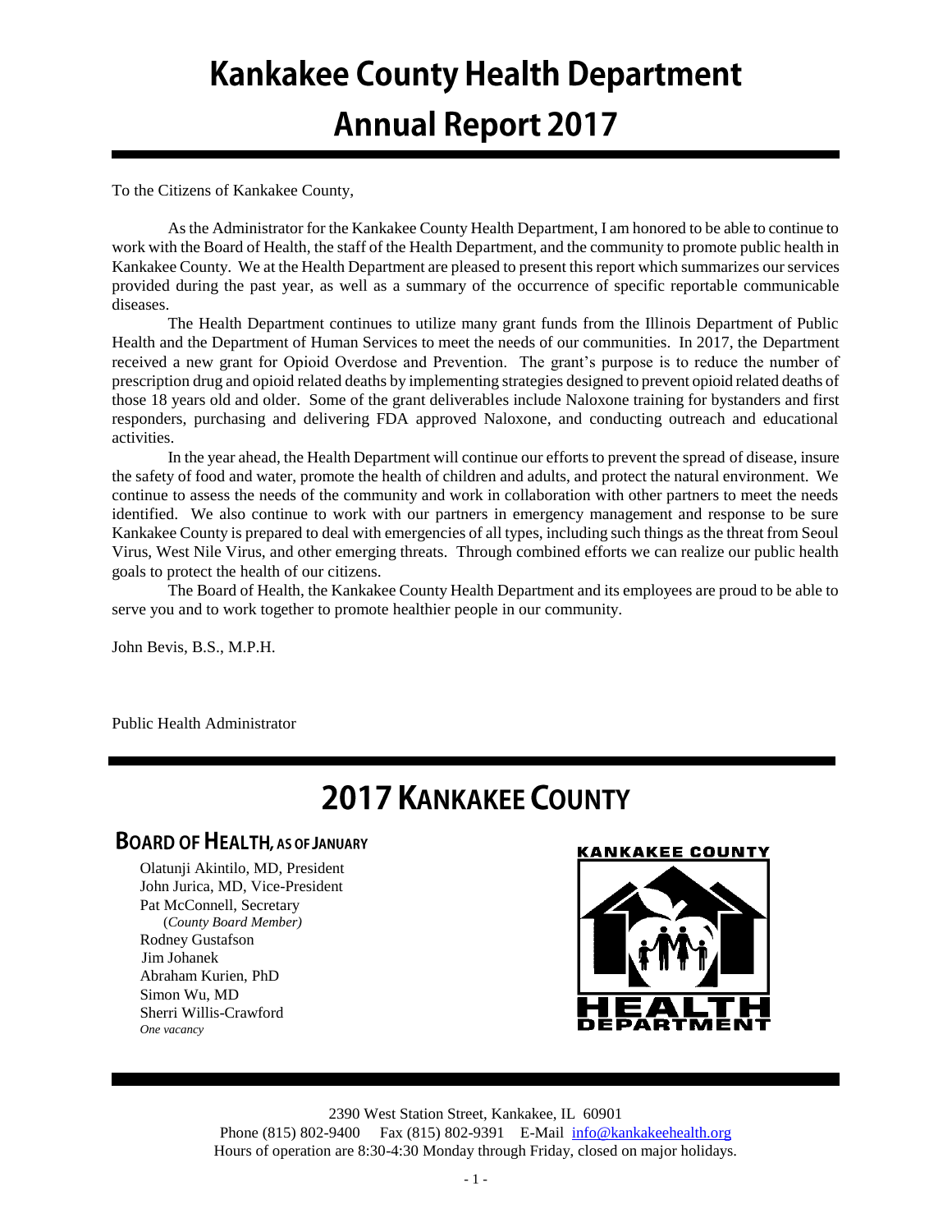# Kankakee County Health Department
# Annual Report 2017

To the Citizens of Kankakee County,

As the Administrator for the Kankakee County Health Department, I am honored to be able to continue to work with the Board of Health, the staff of the Health Department, and the community to promote public health in Kankakee County. We at the Health Department are pleased to present this report which summarizes our services provided during the past year, as well as a summary of the occurrence of specific reportable communicable diseases.

The Health Department continues to utilize many grant funds from the Illinois Department of Public Health and the Department of Human Services to meet the needs of our communities. In 2017, the Department received a new grant for Opioid Overdose and Prevention. The grant's purpose is to reduce the number of prescription drug and opioid related deaths by implementing strategies designed to prevent opioid related deaths of those 18 years old and older. Some of the grant deliverables include Naloxone training for bystanders and first responders, purchasing and delivering FDA approved Naloxone, and conducting outreach and educational activities.

In the year ahead, the Health Department will continue our efforts to prevent the spread of disease, insure the safety of food and water, promote the health of children and adults, and protect the natural environment. We continue to assess the needs of the community and work in collaboration with other partners to meet the needs identified. We also continue to work with our partners in emergency management and response to be sure Kankakee County is prepared to deal with emergencies of all types, including such things as the threat from Seoul Virus, West Nile Virus, and other emerging threats. Through combined efforts we can realize our public health goals to protect the health of our citizens.

The Board of Health, the Kankakee County Health Department and its employees are proud to be able to serve you and to work together to promote healthier people in our community.

John Bevis, B.S., M.P.H.

Public Health Administrator

## 2017 Kankakee County

### Board of Health, as of January

Olatunji Akintilo, MD, President
John Jurica, MD, Vice-President
Pat McConnell, Secretary
(*County Board Member)*
Rodney Gustafson
Jim Johanek
Abraham Kurien, PhD
Simon Wu, MD
Sherri Willis-Crawford
*One vacancy*

KANKAKEE COUNTY HEALTH DEPARTMENT

2390 West Station Street, Kankakee, IL 60901
Phone (815) 802-9400 Fax (815) 802-9391 E-Mail info@kankakeehealth.org
Hours of operation are 8:30-4:30 Monday through Friday, closed on major holidays.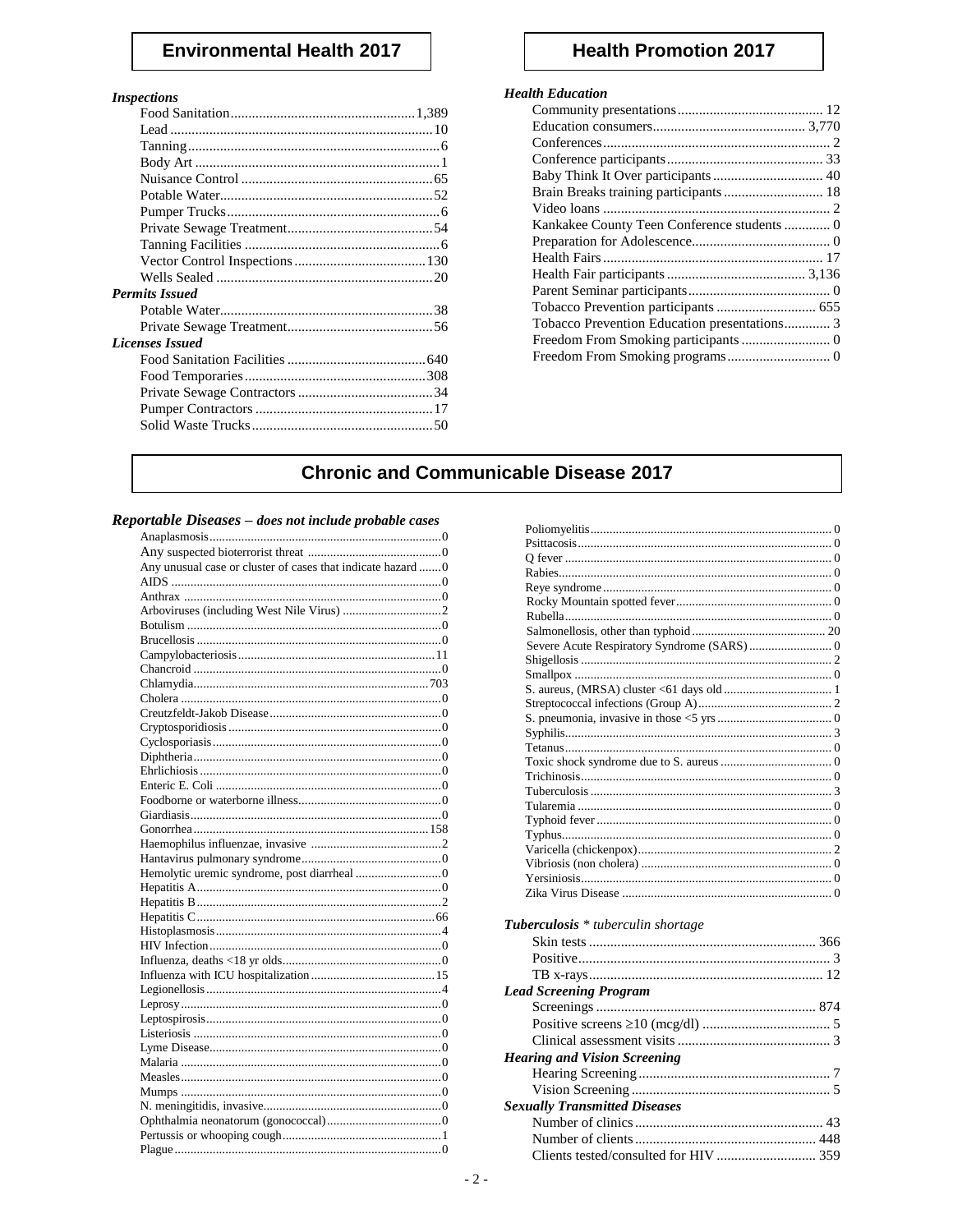## Environmental Health 2017

***Inspections***

| Item | Count |
| --- | --- |
| Food Sanitation | 1,389 |
| Lead | 10 |
| Tanning | 6 |
| Body Art | 1 |
| Nuisance Control | 65 |
| Potable Water | 52 |
| Pumper Trucks | 6 |
| Private Sewage Treatment | 54 |
| Tanning Facilities | 6 |
| Vector Control Inspections | 130 |
| Wells Sealed | 20 |

***Permits Issued***

| Item | Count |
| --- | --- |
| Potable Water | 38 |
| Private Sewage Treatment | 56 |

***Licenses Issued***

| Item | Count |
| --- | --- |
| Food Sanitation Facilities | 640 |
| Food Temporaries | 308 |
| Private Sewage Contractors | 34 |
| Pumper Contractors | 17 |
| Solid Waste Trucks | 50 |

## Health Promotion 2017

***Health Education***

| Item | Count |
| --- | --- |
| Community presentations | 12 |
| Education consumers | 3,770 |
| Conferences | 2 |
| Conference participants | 33 |
| Baby Think It Over participants | 40 |
| Brain Breaks training participants | 18 |
| Video loans | 2 |
| Kankakee County Teen Conference students | 0 |
| Preparation for Adolescence | 0 |
| Health Fairs | 17 |
| Health Fair participants | 3,136 |
| Parent Seminar participants | 0 |
| Tobacco Prevention participants | 655 |
| Tobacco Prevention Education presentations | 3 |
| Freedom From Smoking participants | 0 |
| Freedom From Smoking programs | 0 |

## Chronic and Communicable Disease 2017

***Reportable Diseases** – does not include probable cases*

| Disease | Count |
| --- | --- |
| Anaplasmosis | 0 |
| Any suspected bioterrorist threat | 0 |
| Any unusual case or cluster of cases that indicate hazard | 0 |
| AIDS | 0 |
| Anthrax | 0 |
| Arboviruses (including West Nile Virus) | 2 |
| Botulism | 0 |
| Brucellosis | 0 |
| Campylobacteriosis | 11 |
| Chancroid | 0 |
| Chlamydia | 703 |
| Cholera | 0 |
| Creutzfeldt-Jakob Disease | 0 |
| Cryptosporidiosis | 0 |
| Cyclosporiasis | 0 |
| Diphtheria | 0 |
| Ehrlichiosis | 0 |
| Enteric E. Coli | 0 |
| Foodborne or waterborne illness | 0 |
| Giardiasis | 0 |
| Gonorrhea | 158 |
| Haemophilus influenzae, invasive | 2 |
| Hantavirus pulmonary syndrome | 0 |
| Hemolytic uremic syndrome, post diarrheal | 0 |
| Hepatitis A | 0 |
| Hepatitis B | 2 |
| Hepatitis C | 66 |
| Histoplasmosis | 4 |
| HIV Infection | 0 |
| Influenza, deaths <18 yr olds | 0 |
| Influenza with ICU hospitalization | 15 |
| Legionellosis | 4 |
| Leprosy | 0 |
| Leptospirosis | 0 |
| Listeriosis | 0 |
| Lyme Disease | 0 |
| Malaria | 0 |
| Measles | 0 |
| Mumps | 0 |
| N. meningitidis, invasive | 0 |
| Ophthalmia neonatorum (gonococcal) | 0 |
| Pertussis or whooping cough | 1 |
| Plague | 0 |
| Poliomyelitis | 0 |
| Psittacosis | 0 |
| Q fever | 0 |
| Rabies | 0 |
| Reye syndrome | 0 |
| Rocky Mountain spotted fever | 0 |
| Rubella | 0 |
| Salmonellosis, other than typhoid | 20 |
| Severe Acute Respiratory Syndrome (SARS) | 0 |
| Shigellosis | 2 |
| Smallpox | 0 |
| S. aureus, (MRSA) cluster <61 days old | 1 |
| Streptococcal infections (Group A) | 2 |
| S. pneumonia, invasive in those <5 yrs | 0 |
| Syphilis | 3 |
| Tetanus | 0 |
| Toxic shock syndrome due to S. aureus | 0 |
| Trichinosis | 0 |
| Tuberculosis | 3 |
| Tularemia | 0 |
| Typhoid fever | 0 |
| Typhus | 0 |
| Varicella (chickenpox) | 2 |
| Vibriosis (non cholera) | 0 |
| Yersiniosis | 0 |
| Zika Virus Disease | 0 |

***Tuberculosis** \* tuberculin shortage*

| Item | Count |
| --- | --- |
| Skin tests | 366 |
| Positive | 3 |
| TB x-rays | 12 |

***Lead Screening Program***

| Item | Count |
| --- | --- |
| Screenings | 874 |
| Positive screens ≥10 (mcg/dl) | 5 |
| Clinical assessment visits | 3 |

***Hearing and Vision Screening***

| Item | Count |
| --- | --- |
| Hearing Screening | 7 |
| Vision Screening | 5 |

***Sexually Transmitted Diseases***

| Item | Count |
| --- | --- |
| Number of clinics | 43 |
| Number of clients | 448 |
| Clients tested/consulted for HIV | 359 |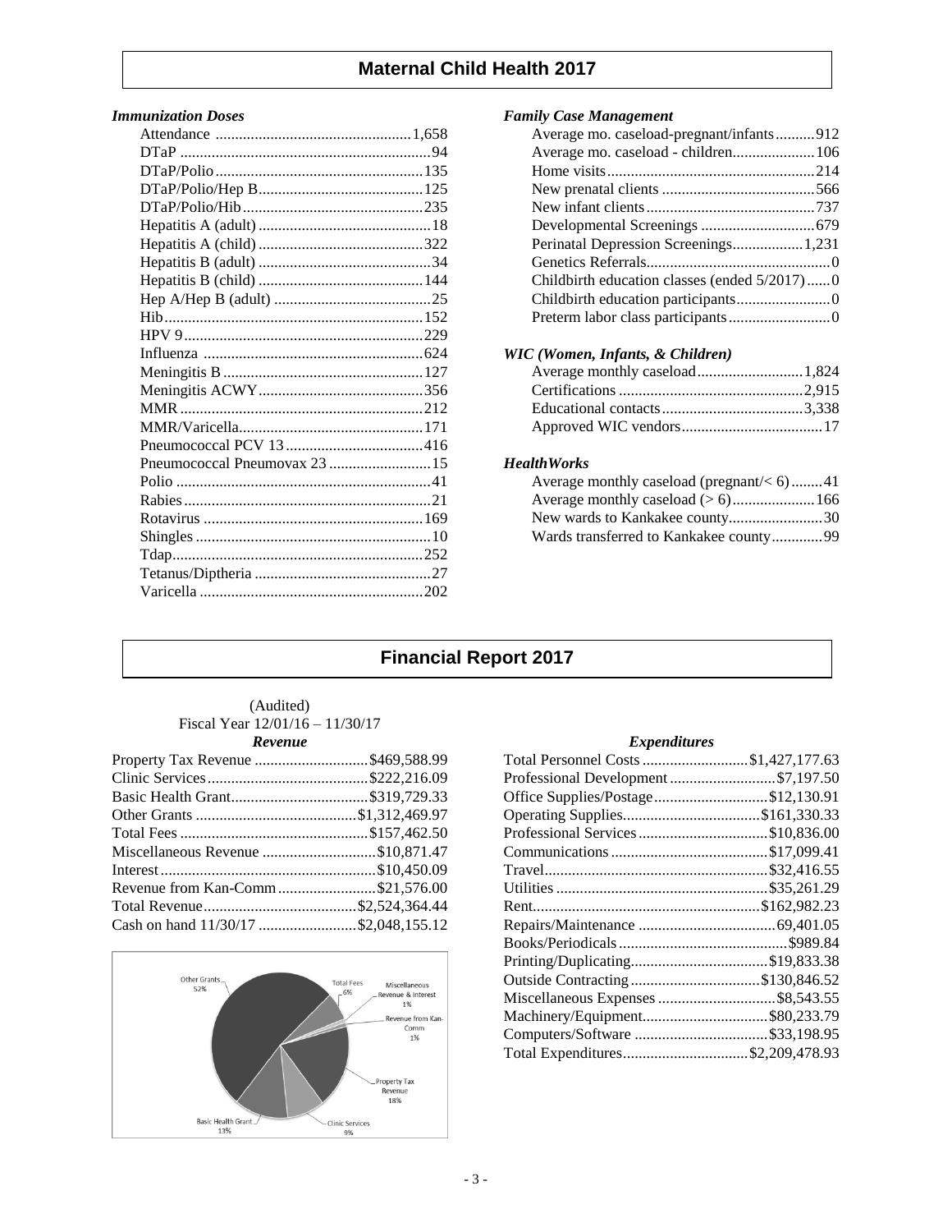# Maternal Child Health 2017

### *Immunization Doses*

| | |
|---|---|
| Attendance | 1,658 |
| DTaP | 94 |
| DTaP/Polio | 135 |
| DTaP/Polio/Hep B | 125 |
| DTaP/Polio/Hib | 235 |
| Hepatitis A (adult) | 18 |
| Hepatitis A (child) | 322 |
| Hepatitis B (adult) | 34 |
| Hepatitis B (child) | 144 |
| Hep A/Hep B (adult) | 25 |
| Hib | 152 |
| HPV 9 | 229 |
| Influenza | 624 |
| Meningitis B | 127 |
| Meningitis ACWY | 356 |
| MMR | 212 |
| MMR/Varicella | 171 |
| Pneumococcal PCV 13 | 416 |
| Pneumococcal Pneumovax 23 | 15 |
| Polio | 41 |
| Rabies | 21 |
| Rotavirus | 169 |
| Shingles | 10 |
| Tdap | 252 |
| Tetanus/Diptheria | 27 |
| Varicella | 202 |

### *Family Case Management*

| | |
|---|---|
| Average mo. caseload-pregnant/infants | 912 |
| Average mo. caseload - children | 106 |
| Home visits | 214 |
| New prenatal clients | 566 |
| New infant clients | 737 |
| Developmental Screenings | 679 |
| Perinatal Depression Screenings | 1,231 |
| Genetics Referrals | 0 |
| Childbirth education classes (ended 5/2017) | 0 |
| Childbirth education participants | 0 |
| Preterm labor class participants | 0 |

### *WIC (Women, Infants, & Children)*

| | |
|---|---|
| Average monthly caseload | 1,824 |
| Certifications | 2,915 |
| Educational contacts | 3,338 |
| Approved WIC vendors | 17 |

### *HealthWorks*

| | |
|---|---|
| Average monthly caseload (pregnant/< 6) | 41 |
| Average monthly caseload (> 6) | 166 |
| New wards to Kankakee county | 30 |
| Wards transferred to Kankakee county | 99 |

# Financial Report 2017

(Audited)
Fiscal Year 12/01/16 – 11/30/17

### *Revenue*

| | |
|---|---|
| Property Tax Revenue | $469,588.99 |
| Clinic Services | $222,216.09 |
| Basic Health Grant | $319,729.33 |
| Other Grants | $1,312,469.97 |
| Total Fees | $157,462.50 |
| Miscellaneous Revenue | $10,871.47 |
| Interest | $10,450.09 |
| Revenue from Kan-Comm | $21,576.00 |
| Total Revenue | $2,524,364.44 |
| Cash on hand 11/30/17 | $2,048,155.12 |

Other Grants 52%; Total Fees 6%; Miscellaneous Revenue & Interest 1%; Revenue from Kan-Comm 1%; Property Tax Revenue 18%; Clinic Services 9%; Basic Health Grant 13%

### *Expenditures*

| | |
|---|---|
| Total Personnel Costs | $1,427,177.63 |
| Professional Development | $7,197.50 |
| Office Supplies/Postage | $12,130.91 |
| Operating Supplies | $161,330.33 |
| Professional Services | $10,836.00 |
| Communications | $17,099.41 |
| Travel | $32,416.55 |
| Utilities | $35,261.29 |
| Rent | $162,982.23 |
| Repairs/Maintenance | 69,401.05 |
| Books/Periodicals | $989.84 |
| Printing/Duplicating | $19,833.38 |
| Outside Contracting | $130,846.52 |
| Miscellaneous Expenses | $8,543.55 |
| Machinery/Equipment | $80,233.79 |
| Computers/Software | $33,198.95 |
| Total Expenditures | $2,209,478.93 |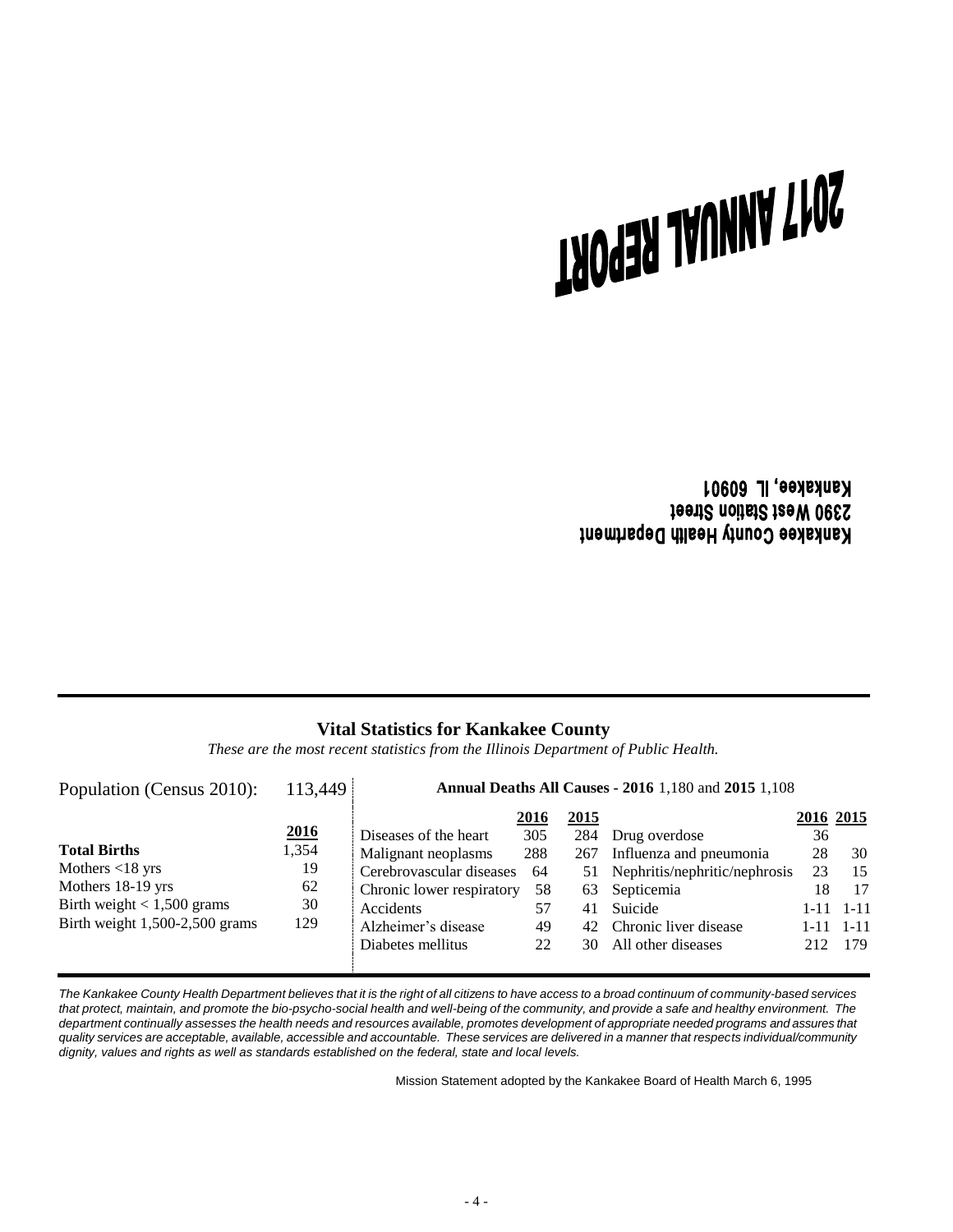# 2017 ANNUAL REPORT

**Kankakee County Health Department**
**2390 West Station Street**
**Kankakee, IL 60901**

## Vital Statistics for Kankakee County

*These are the most recent statistics from the Illinois Department of Public Health.*

Population (Census 2010): 113,449

| | 2016 |
|---|---|
| **Total Births** | 1,354 |
| Mothers <18 yrs | 19 |
| Mothers 18-19 yrs | 62 |
| Birth weight < 1,500 grams | 30 |
| Birth weight 1,500-2,500 grams | 129 |

**Annual Deaths All Causes - 2016** 1,180 and **2015** 1,108

| | 2016 | 2015 | | 2016 | 2015 |
|---|---|---|---|---|---|
| Diseases of the heart | 305 | 284 | Drug overdose | 36 | |
| Malignant neoplasms | 288 | 267 | Influenza and pneumonia | 28 | 30 |
| Cerebrovascular diseases | 64 | 51 | Nephritis/nephritic/nephrosis | 23 | 15 |
| Chronic lower respiratory | 58 | 63 | Septicemia | 18 | 17 |
| Accidents | 57 | 41 | Suicide | 1-11 | 1-11 |
| Alzheimer's disease | 49 | 42 | Chronic liver disease | 1-11 | 1-11 |
| Diabetes mellitus | 22 | 30 | All other diseases | 212 | 179 |

*The Kankakee County Health Department believes that it is the right of all citizens to have access to a broad continuum of community-based services that protect, maintain, and promote the bio-psycho-social health and well-being of the community, and provide a safe and healthy environment. The department continually assesses the health needs and resources available, promotes development of appropriate needed programs and assures that quality services are acceptable, available, accessible and accountable. These services are delivered in a manner that respects individual/community dignity, values and rights as well as standards established on the federal, state and local levels.*

Mission Statement adopted by the Kankakee Board of Health March 6, 1995